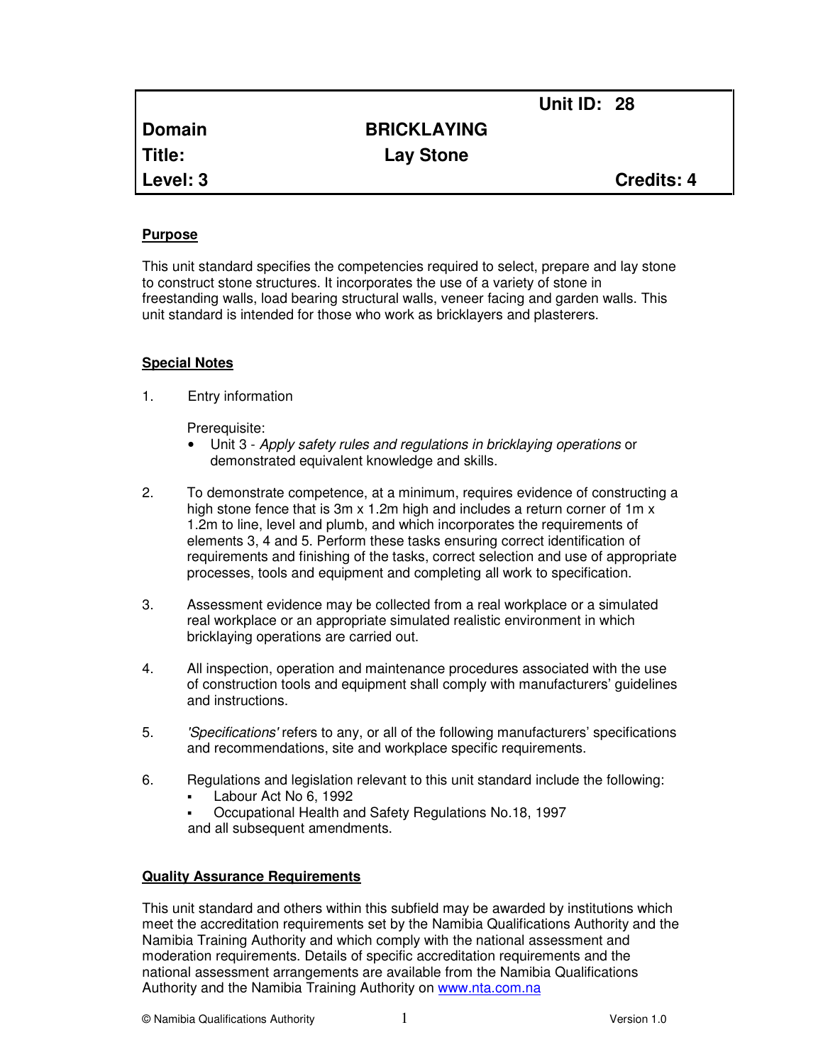| | | Unit ID: 28 |
|---|---|---|
| **Domain** | **BRICKLAYING** | |
| **Title:** | **Lay Stone** | |
| **Level: 3** | | **Credits: 4** |

## Purpose

This unit standard specifies the competencies required to select, prepare and lay stone to construct stone structures. It incorporates the use of a variety of stone in freestanding walls, load bearing structural walls, veneer facing and garden walls. This unit standard is intended for those who work as bricklayers and plasterers.

## Special Notes

1. Entry information

   Prerequisite:
   - Unit 3 - *Apply safety rules and regulations in bricklaying operations* or demonstrated equivalent knowledge and skills.

2. To demonstrate competence, at a minimum, requires evidence of constructing a high stone fence that is 3m x 1.2m high and includes a return corner of 1m x 1.2m to line, level and plumb, and which incorporates the requirements of elements 3, 4 and 5. Perform these tasks ensuring correct identification of requirements and finishing of the tasks, correct selection and use of appropriate processes, tools and equipment and completing all work to specification.

3. Assessment evidence may be collected from a real workplace or a simulated real workplace or an appropriate simulated realistic environment in which bricklaying operations are carried out.

4. All inspection, operation and maintenance procedures associated with the use of construction tools and equipment shall comply with manufacturers' guidelines and instructions.

5. *'Specifications'* refers to any, or all of the following manufacturers' specifications and recommendations, site and workplace specific requirements.

6. Regulations and legislation relevant to this unit standard include the following:
   - Labour Act No 6, 1992
   - Occupational Health and Safety Regulations No.18, 1997

   and all subsequent amendments.

## Quality Assurance Requirements

This unit standard and others within this subfield may be awarded by institutions which meet the accreditation requirements set by the Namibia Qualifications Authority and the Namibia Training Authority and which comply with the national assessment and moderation requirements. Details of specific accreditation requirements and the national assessment arrangements are available from the Namibia Qualifications Authority and the Namibia Training Authority on www.nta.com.na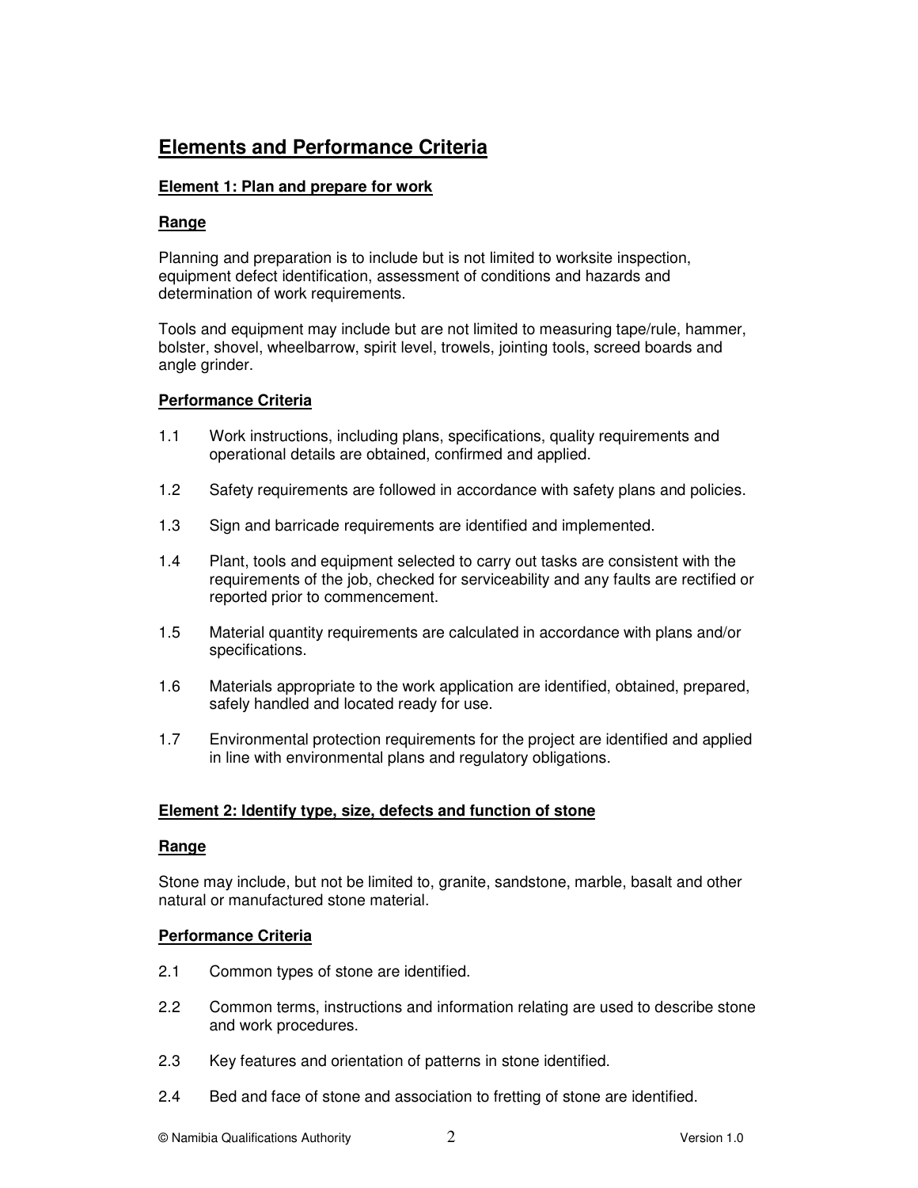## Elements and Performance Criteria

### Element 1: Plan and prepare for work

#### Range

Planning and preparation is to include but is not limited to worksite inspection, equipment defect identification, assessment of conditions and hazards and determination of work requirements.

Tools and equipment may include but are not limited to measuring tape/rule, hammer, bolster, shovel, wheelbarrow, spirit level, trowels, jointing tools, screed boards and angle grinder.

#### Performance Criteria

1.1 Work instructions, including plans, specifications, quality requirements and operational details are obtained, confirmed and applied.

1.2 Safety requirements are followed in accordance with safety plans and policies.

1.3 Sign and barricade requirements are identified and implemented.

1.4 Plant, tools and equipment selected to carry out tasks are consistent with the requirements of the job, checked for serviceability and any faults are rectified or reported prior to commencement.

1.5 Material quantity requirements are calculated in accordance with plans and/or specifications.

1.6 Materials appropriate to the work application are identified, obtained, prepared, safely handled and located ready for use.

1.7 Environmental protection requirements for the project are identified and applied in line with environmental plans and regulatory obligations.

### Element 2: Identify type, size, defects and function of stone

#### Range

Stone may include, but not be limited to, granite, sandstone, marble, basalt and other natural or manufactured stone material.

#### Performance Criteria

2.1 Common types of stone are identified.

2.2 Common terms, instructions and information relating are used to describe stone and work procedures.

2.3 Key features and orientation of patterns in stone identified.

2.4 Bed and face of stone and association to fretting of stone are identified.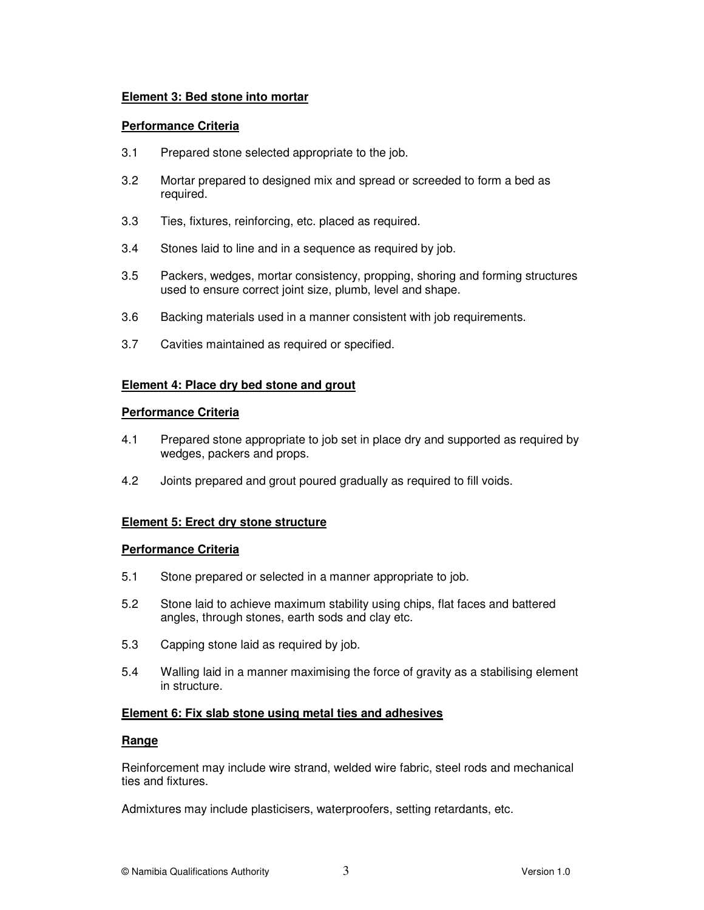**Element 3: Bed stone into mortar**

**Performance Criteria**

3.1 Prepared stone selected appropriate to the job.

3.2 Mortar prepared to designed mix and spread or screeded to form a bed as required.

3.3 Ties, fixtures, reinforcing, etc. placed as required.

3.4 Stones laid to line and in a sequence as required by job.

3.5 Packers, wedges, mortar consistency, propping, shoring and forming structures used to ensure correct joint size, plumb, level and shape.

3.6 Backing materials used in a manner consistent with job requirements.

3.7 Cavities maintained as required or specified.

**Element 4: Place dry bed stone and grout**

**Performance Criteria**

4.1 Prepared stone appropriate to job set in place dry and supported as required by wedges, packers and props.

4.2 Joints prepared and grout poured gradually as required to fill voids.

**Element 5: Erect dry stone structure**

**Performance Criteria**

5.1 Stone prepared or selected in a manner appropriate to job.

5.2 Stone laid to achieve maximum stability using chips, flat faces and battered angles, through stones, earth sods and clay etc.

5.3 Capping stone laid as required by job.

5.4 Walling laid in a manner maximising the force of gravity as a stabilising element in structure.

**Element 6: Fix slab stone using metal ties and adhesives**

**Range**

Reinforcement may include wire strand, welded wire fabric, steel rods and mechanical ties and fixtures.

Admixtures may include plasticisers, waterproofers, setting retardants, etc.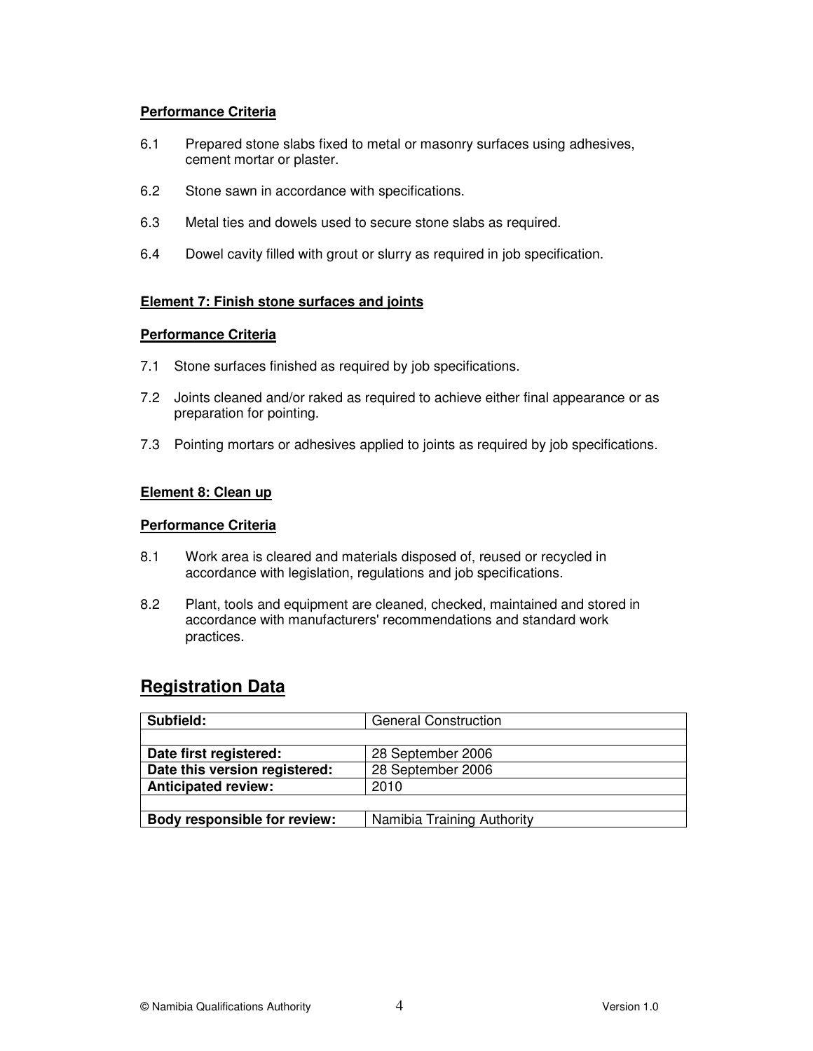**Performance Criteria**

6.1 Prepared stone slabs fixed to metal or masonry surfaces using adhesives, cement mortar or plaster.

6.2 Stone sawn in accordance with specifications.

6.3 Metal ties and dowels used to secure stone slabs as required.

6.4 Dowel cavity filled with grout or slurry as required in job specification.

**Element 7: Finish stone surfaces and joints**

**Performance Criteria**

7.1 Stone surfaces finished as required by job specifications.

7.2 Joints cleaned and/or raked as required to achieve either final appearance or as preparation for pointing.

7.3 Pointing mortars or adhesives applied to joints as required by job specifications.

**Element 8: Clean up**

**Performance Criteria**

8.1 Work area is cleared and materials disposed of, reused or recycled in accordance with legislation, regulations and job specifications.

8.2 Plant, tools and equipment are cleaned, checked, maintained and stored in accordance with manufacturers' recommendations and standard work practices.

## Registration Data

| | |
|---|---|
| **Subfield:** | General Construction |
| | |
| **Date first registered:** | 28 September 2006 |
| **Date this version registered:** | 28 September 2006 |
| **Anticipated review:** | 2010 |
| | |
| **Body responsible for review:** | Namibia Training Authority |